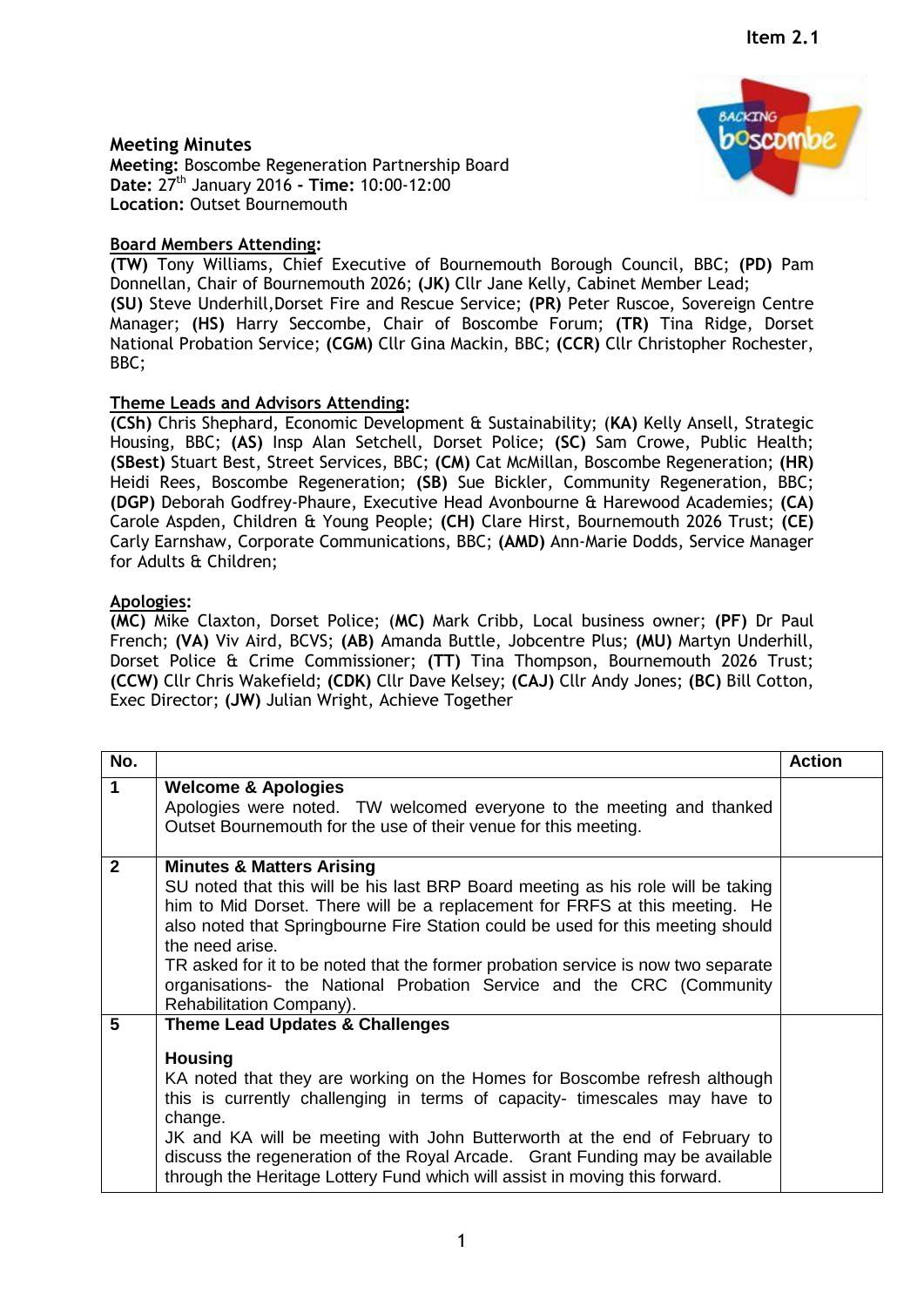Item 2.1

# Meeting Minutes

**Meeting:** Boscombe Regeneration Partnership Board
**Date:** 27th January 2016 **- Time:** 10:00-12:00
**Location:** Outset Bournemouth

## Board Members Attending:

**(TW)** Tony Williams, Chief Executive of Bournemouth Borough Council, BBC; **(PD)** Pam Donnellan, Chair of Bournemouth 2026; **(JK)** Cllr Jane Kelly, Cabinet Member Lead; **(SU)** Steve Underhill,Dorset Fire and Rescue Service; **(PR)** Peter Ruscoe, Sovereign Centre Manager; **(HS)** Harry Seccombe, Chair of Boscombe Forum; **(TR)** Tina Ridge, Dorset National Probation Service; **(CGM)** Cllr Gina Mackin, BBC; **(CCR)** Cllr Christopher Rochester, BBC;

## Theme Leads and Advisors Attending:

**(CSh)** Chris Shephard, Economic Development & Sustainability; (**KA)** Kelly Ansell, Strategic Housing, BBC; **(AS)** Insp Alan Setchell, Dorset Police; **(SC)** Sam Crowe, Public Health; **(SBest)** Stuart Best, Street Services, BBC; **(CM)** Cat McMillan, Boscombe Regeneration; **(HR)** Heidi Rees, Boscombe Regeneration; **(SB)** Sue Bickler, Community Regeneration, BBC; **(DGP)** Deborah Godfrey-Phaure, Executive Head Avonbourne & Harewood Academies; **(CA)** Carole Aspden, Children & Young People; **(CH)** Clare Hirst, Bournemouth 2026 Trust; **(CE)** Carly Earnshaw, Corporate Communications, BBC; **(AMD)** Ann-Marie Dodds, Service Manager for Adults & Children;

## Apologies:

**(MC)** Mike Claxton, Dorset Police; (**MC)** Mark Cribb, Local business owner; **(PF)** Dr Paul French; **(VA)** Viv Aird, BCVS; **(AB)** Amanda Buttle, Jobcentre Plus; **(MU)** Martyn Underhill, Dorset Police & Crime Commissioner; **(TT)** Tina Thompson, Bournemouth 2026 Trust; **(CCW)** Cllr Chris Wakefield; **(CDK)** Cllr Dave Kelsey; **(CAJ)** Cllr Andy Jones; **(BC)** Bill Cotton, Exec Director; **(JW)** Julian Wright, Achieve Together

| No. | | Action |
|---|---|---|
| 1 | **Welcome & Apologies**<br>Apologies were noted. TW welcomed everyone to the meeting and thanked Outset Bournemouth for the use of their venue for this meeting. | |
| 2 | **Minutes & Matters Arising**<br>SU noted that this will be his last BRP Board meeting as his role will be taking him to Mid Dorset. There will be a replacement for FRFS at this meeting. He also noted that Springbourne Fire Station could be used for this meeting should the need arise.<br>TR asked for it to be noted that the former probation service is now two separate organisations- the National Probation Service and the CRC (Community Rehabilitation Company). | |
| 5 | **Theme Lead Updates & Challenges**<br><br>**Housing**<br>KA noted that they are working on the Homes for Boscombe refresh although this is currently challenging in terms of capacity- timescales may have to change.<br>JK and KA will be meeting with John Butterworth at the end of February to discuss the regeneration of the Royal Arcade. Grant Funding may be available through the Heritage Lottery Fund which will assist in moving this forward. | |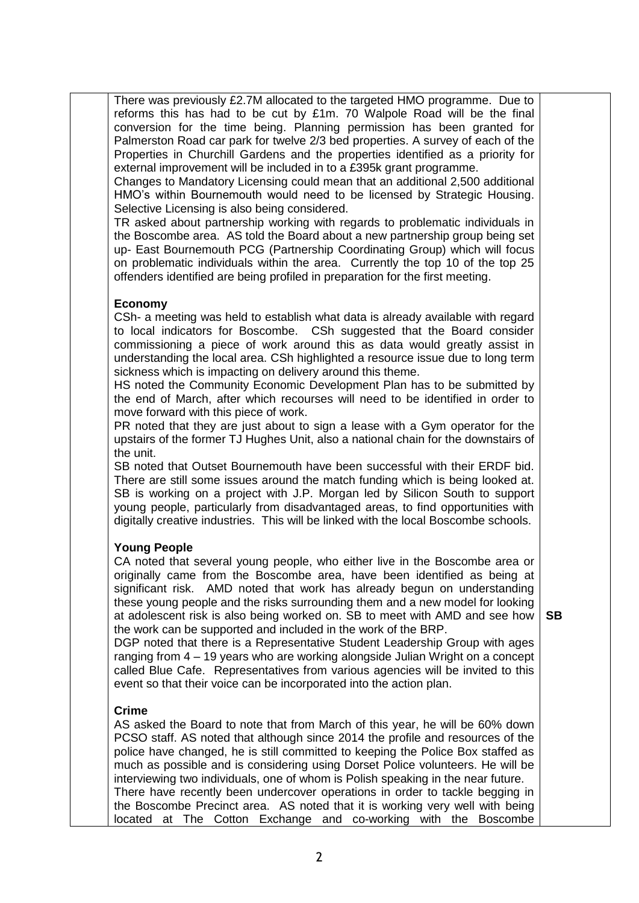| | | |
|---|---|---|
| | There was previously £2.7M allocated to the targeted HMO programme. Due to reforms this has had to be cut by £1m. 70 Walpole Road will be the final conversion for the time being. Planning permission has been granted for Palmerston Road car park for twelve 2/3 bed properties. A survey of each of the Properties in Churchill Gardens and the properties identified as a priority for external improvement will be included in to a £395k grant programme.<br>Changes to Mandatory Licensing could mean that an additional 2,500 additional HMO's within Bournemouth would need to be licensed by Strategic Housing. Selective Licensing is also being considered.<br>TR asked about partnership working with regards to problematic individuals in the Boscombe area. AS told the Board about a new partnership group being set up- East Bournemouth PCG (Partnership Coordinating Group) which will focus on problematic individuals within the area. Currently the top 10 of the top 25 offenders identified are being profiled in preparation for the first meeting.<br><br>**Economy**<br>CSh- a meeting was held to establish what data is already available with regard to local indicators for Boscombe. CSh suggested that the Board consider commissioning a piece of work around this as data would greatly assist in understanding the local area. CSh highlighted a resource issue due to long term sickness which is impacting on delivery around this theme.<br>HS noted the Community Economic Development Plan has to be submitted by the end of March, after which recourses will need to be identified in order to move forward with this piece of work.<br>PR noted that they are just about to sign a lease with a Gym operator for the upstairs of the former TJ Hughes Unit, also a national chain for the downstairs of the unit.<br>SB noted that Outset Bournemouth have been successful with their ERDF bid. There are still some issues around the match funding which is being looked at. SB is working on a project with J.P. Morgan led by Silicon South to support young people, particularly from disadvantaged areas, to find opportunities with digitally creative industries. This will be linked with the local Boscombe schools.<br><br>**Young People**<br>CA noted that several young people, who either live in the Boscombe area or originally came from the Boscombe area, have been identified as being at significant risk. AMD noted that work has already begun on understanding these young people and the risks surrounding them and a new model for looking at adolescent risk is also being worked on. SB to meet with AMD and see how the work can be supported and included in the work of the BRP.<br>DGP noted that there is a Representative Student Leadership Group with ages ranging from 4 – 19 years who are working alongside Julian Wright on a concept called Blue Cafe. Representatives from various agencies will be invited to this event so that their voice can be incorporated into the action plan.<br><br>**Crime**<br>AS asked the Board to note that from March of this year, he will be 60% down PCSO staff. AS noted that although since 2014 the profile and resources of the police have changed, he is still committed to keeping the Police Box staffed as much as possible and is considering using Dorset Police volunteers. He will be interviewing two individuals, one of whom is Polish speaking in the near future.<br>There have recently been undercover operations in order to tackle begging in the Boscombe Precinct area. AS noted that it is working very well with being located at The Cotton Exchange and co-working with the Boscombe | **SB** |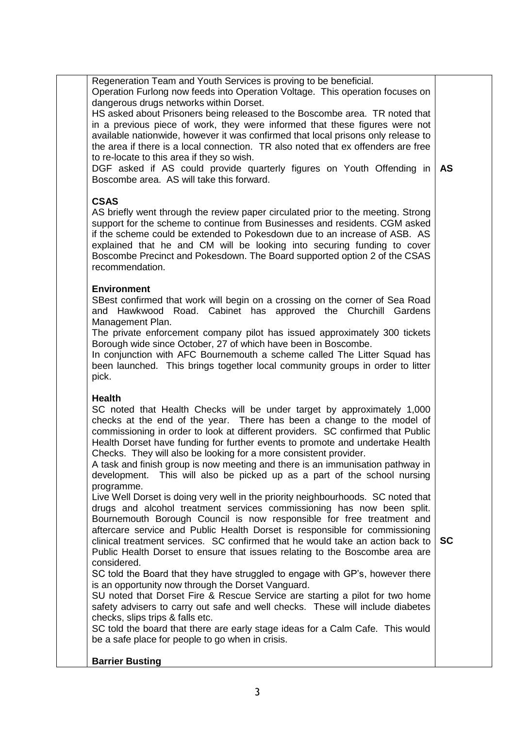| | | |
|---|---|---|
| | Regeneration Team and Youth Services is proving to be beneficial.<br>Operation Furlong now feeds into Operation Voltage. This operation focuses on dangerous drugs networks within Dorset.<br>HS asked about Prisoners being released to the Boscombe area. TR noted that in a previous piece of work, they were informed that these figures were not available nationwide, however it was confirmed that local prisons only release to the area if there is a local connection. TR also noted that ex offenders are free to re-locate to this area if they so wish.<br>DGF asked if AS could provide quarterly figures on Youth Offending in Boscombe area. AS will take this forward. | **AS** |
| | **CSAS**<br>AS briefly went through the review paper circulated prior to the meeting. Strong support for the scheme to continue from Businesses and residents. CGM asked if the scheme could be extended to Pokesdown due to an increase of ASB. AS explained that he and CM will be looking into securing funding to cover Boscombe Precinct and Pokesdown. The Board supported option 2 of the CSAS recommendation. | |
| | **Environment**<br>SBest confirmed that work will begin on a crossing on the corner of Sea Road and Hawkwood Road. Cabinet has approved the Churchill Gardens Management Plan.<br>The private enforcement company pilot has issued approximately 300 tickets Borough wide since October, 27 of which have been in Boscombe.<br>In conjunction with AFC Bournemouth a scheme called The Litter Squad has been launched. This brings together local community groups in order to litter pick. | |
| | **Health**<br>SC noted that Health Checks will be under target by approximately 1,000 checks at the end of the year. There has been a change to the model of commissioning in order to look at different providers. SC confirmed that Public Health Dorset have funding for further events to promote and undertake Health Checks. They will also be looking for a more consistent provider.<br>A task and finish group is now meeting and there is an immunisation pathway in development. This will also be picked up as a part of the school nursing programme.<br>Live Well Dorset is doing very well in the priority neighbourhoods. SC noted that drugs and alcohol treatment services commissioning has now been split. Bournemouth Borough Council is now responsible for free treatment and aftercare service and Public Health Dorset is responsible for commissioning clinical treatment services. SC confirmed that he would take an action back to Public Health Dorset to ensure that issues relating to the Boscombe area are considered.<br>SC told the Board that they have struggled to engage with GP's, however there is an opportunity now through the Dorset Vanguard.<br>SU noted that Dorset Fire & Rescue Service are starting a pilot for two home safety advisers to carry out safe and well checks. These will include diabetes checks, slips trips & falls etc.<br>SC told the board that there are early stage ideas for a Calm Cafe. This would be a safe place for people to go when in crisis. | **SC** |
| | **Barrier Busting** | |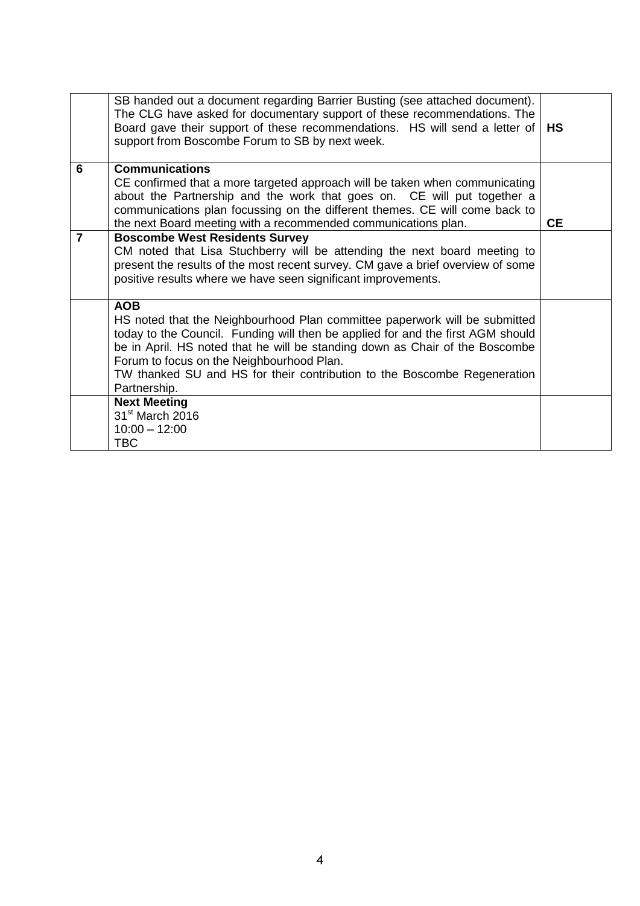| | | |
|---|---|---|
| | SB handed out a document regarding Barrier Busting (see attached document). The CLG have asked for documentary support of these recommendations. The Board gave their support of these recommendations. HS will send a letter of support from Boscombe Forum to SB by next week. | **HS** |
| **6** | **Communications**<br>CE confirmed that a more targeted approach will be taken when communicating about the Partnership and the work that goes on. CE will put together a communications plan focussing on the different themes. CE will come back to the next Board meeting with a recommended communications plan. | **CE** |
| **7** | **Boscombe West Residents Survey**<br>CM noted that Lisa Stuchberry will be attending the next board meeting to present the results of the most recent survey. CM gave a brief overview of some positive results where we have seen significant improvements. | |
| | **AOB**<br>HS noted that the Neighbourhood Plan committee paperwork will be submitted today to the Council. Funding will then be applied for and the first AGM should be in April. HS noted that he will be standing down as Chair of the Boscombe Forum to focus on the Neighbourhood Plan.<br>TW thanked SU and HS for their contribution to the Boscombe Regeneration Partnership. | |
| | **Next Meeting**<br>31st March 2016<br>10:00 – 12:00<br>TBC | |